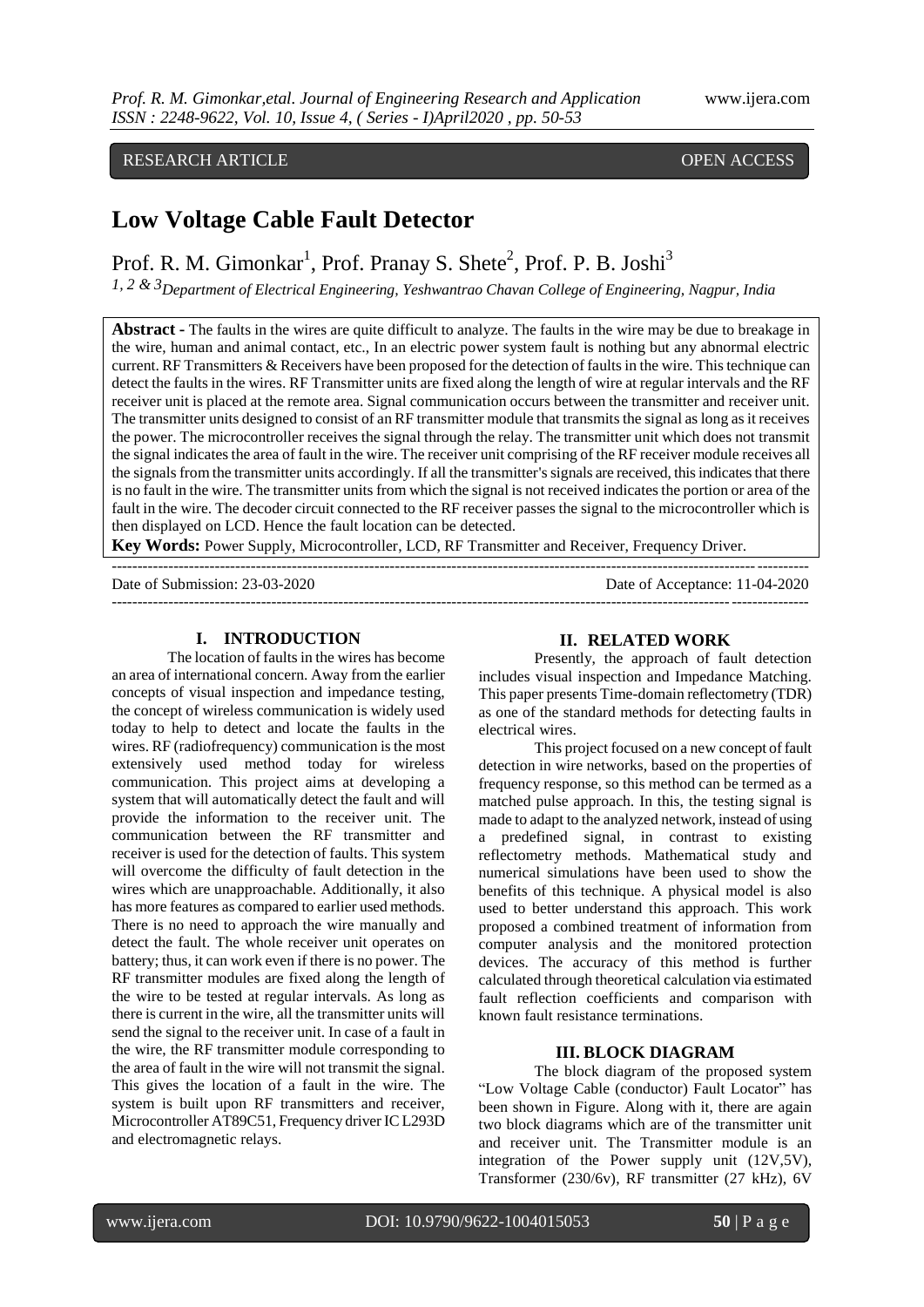RESEARCH ARTICLE OPEN ACCESS

# Low Voltage Cable Fault Detector

Prof. R. M. Gimonkar[1], Prof. Pranay S. Shete[2], Prof. P. B. Joshi[3]

*1, 2 & 3 Department of Electrical Engineering, Yeshwantrao Chavan College of Engineering, Nagpur, India*

**Abstract -** The faults in the wires are quite difficult to analyze. The faults in the wire may be due to breakage in the wire, human and animal contact, etc., In an electric power system fault is nothing but any abnormal electric current. RF Transmitters & Receivers have been proposed for the detection of faults in the wire. This technique can detect the faults in the wires. RF Transmitter units are fixed along the length of wire at regular intervals and the RF receiver unit is placed at the remote area. Signal communication occurs between the transmitter and receiver unit. The transmitter units designed to consist of an RF transmitter module that transmits the signal as long as it receives the power. The microcontroller receives the signal through the relay. The transmitter unit which does not transmit the signal indicates the area of fault in the wire. The receiver unit comprising of the RF receiver module receives all the signals from the transmitter units accordingly. If all the transmitter's signals are received, this indicates that there is no fault in the wire. The transmitter units from which the signal is not received indicates the portion or area of the fault in the wire. The decoder circuit connected to the RF receiver passes the signal to the microcontroller which is then displayed on LCD. Hence the fault location can be detected.

**Key Words:** Power Supply, Microcontroller, LCD, RF Transmitter and Receiver, Frequency Driver.

Date of Submission: 23-03-2020 Date of Acceptance: 11-04-2020

## I. INTRODUCTION

The location of faults in the wires has become an area of international concern. Away from the earlier concepts of visual inspection and impedance testing, the concept of wireless communication is widely used today to help to detect and locate the faults in the wires. RF (radiofrequency) communication is the most extensively used method today for wireless communication. This project aims at developing a system that will automatically detect the fault and will provide the information to the receiver unit. The communication between the RF transmitter and receiver is used for the detection of faults. This system will overcome the difficulty of fault detection in the wires which are unapproachable. Additionally, it also has more features as compared to earlier used methods. There is no need to approach the wire manually and detect the fault. The whole receiver unit operates on battery; thus, it can work even if there is no power. The RF transmitter modules are fixed along the length of the wire to be tested at regular intervals. As long as there is current in the wire, all the transmitter units will send the signal to the receiver unit. In case of a fault in the wire, the RF transmitter module corresponding to the area of fault in the wire will not transmit the signal. This gives the location of a fault in the wire. The system is built upon RF transmitters and receiver, Microcontroller AT89C51, Frequency driver IC L293D and electromagnetic relays.

## II. RELATED WORK

Presently, the approach of fault detection includes visual inspection and Impedance Matching. This paper presents Time-domain reflectometry (TDR) as one of the standard methods for detecting faults in electrical wires.

This project focused on a new concept of fault detection in wire networks, based on the properties of frequency response, so this method can be termed as a matched pulse approach. In this, the testing signal is made to adapt to the analyzed network, instead of using a predefined signal, in contrast to existing reflectometry methods. Mathematical study and numerical simulations have been used to show the benefits of this technique. A physical model is also used to better understand this approach. This work proposed a combined treatment of information from computer analysis and the monitored protection devices. The accuracy of this method is further calculated through theoretical calculation via estimated fault reflection coefficients and comparison with known fault resistance terminations.

## III. BLOCK DIAGRAM

The block diagram of the proposed system "Low Voltage Cable (conductor) Fault Locator" has been shown in Figure. Along with it, there are again two block diagrams which are of the transmitter unit and receiver unit. The Transmitter module is an integration of the Power supply unit (12V,5V), Transformer (230/6v), RF transmitter (27 kHz), 6V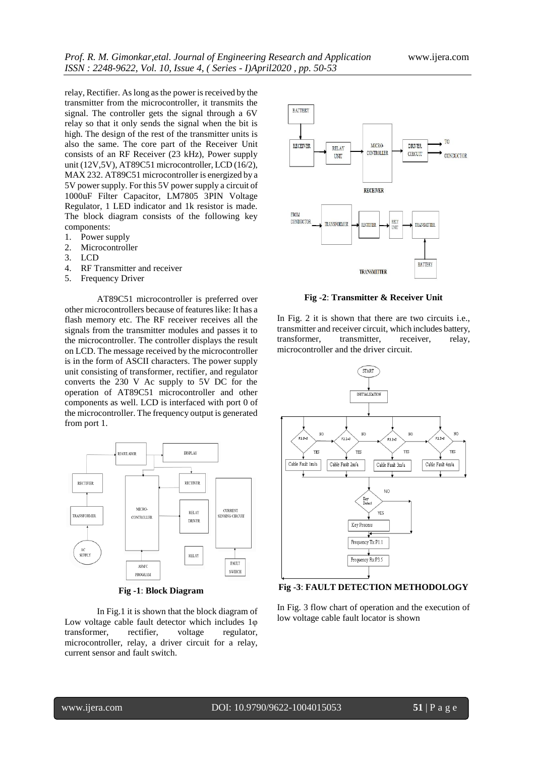relay, Rectifier. As long as the power is received by the transmitter from the microcontroller, it transmits the signal. The controller gets the signal through a 6V relay so that it only sends the signal when the bit is high. The design of the rest of the transmitter units is also the same. The core part of the Receiver Unit consists of an RF Receiver (23 kHz), Power supply unit (12V,5V), AT89C51 microcontroller, LCD (16/2), MAX 232. AT89C51 microcontroller is energized by a 5V power supply. For this 5V power supply a circuit of 1000uF Filter Capacitor, LM7805 3PIN Voltage Regulator, 1 LED indicator and 1k resistor is made. The block diagram consists of the following key components:

1. Power supply
2. Microcontroller
3. LCD
4. RF Transmitter and receiver
5. Frequency Driver

AT89C51 microcontroller is preferred over other microcontrollers because of features like: It has a flash memory etc. The RF receiver receives all the signals from the transmitter modules and passes it to the microcontroller. The controller displays the result on LCD. The message received by the microcontroller is in the form of ASCII characters. The power supply unit consisting of transformer, rectifier, and regulator converts the 230 V Ac supply to 5V DC for the operation of AT89C51 microcontroller and other components as well. LCD is interfaced with port 0 of the microcontroller. The frequency output is generated from port 1.

**Fig -1**: **Block Diagram**

In Fig.1 it is shown that the block diagram of Low voltage cable fault detector which includes 1φ transformer, rectifier, voltage regulator, microcontroller, relay, a driver circuit for a relay, current sensor and fault switch.

**Fig -2**: **Transmitter & Receiver Unit**

In Fig. 2 it is shown that there are two circuits i.e., transmitter and receiver circuit, which includes battery, transformer, transmitter, receiver, relay, microcontroller and the driver circuit.

**Fig -3**: **FAULT DETECTION METHODOLOGY**

In Fig. 3 flow chart of operation and the execution of low voltage cable fault locator is shown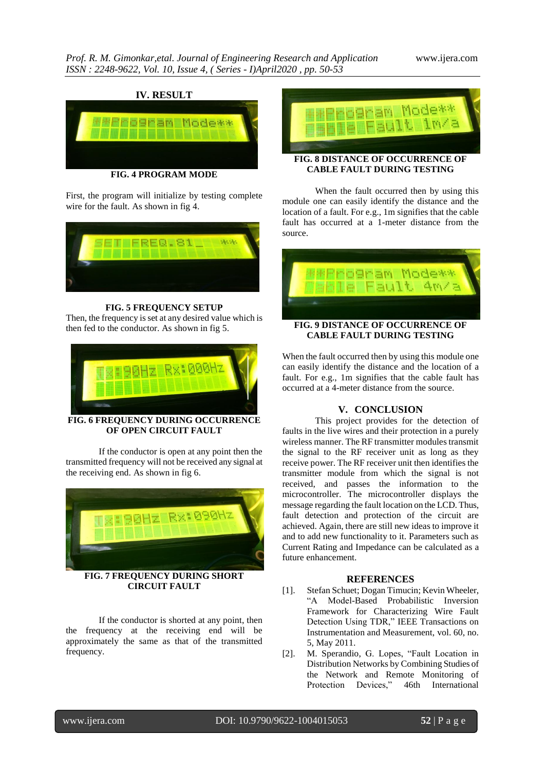## IV. RESULT

FIG. 4 PROGRAM MODE

First, the program will initialize by testing complete wire for the fault. As shown in fig 4.

FIG. 5 FREQUENCY SETUP

Then, the frequency is set at any desired value which is then fed to the conductor. As shown in fig 5.

FIG. 6 FREQUENCY DURING OCCURRENCE OF OPEN CIRCUIT FAULT

If the conductor is open at any point then the transmitted frequency will not be received any signal at the receiving end. As shown in fig 6.

FIG. 7 FREQUENCY DURING SHORT CIRCUIT FAULT

If the conductor is shorted at any point, then the frequency at the receiving end will be approximately the same as that of the transmitted frequency.

FIG. 8 DISTANCE OF OCCURRENCE OF CABLE FAULT DURING TESTING

When the fault occurred then by using this module one can easily identify the distance and the location of a fault. For e.g., 1m signifies that the cable fault has occurred at a 1-meter distance from the source.

FIG. 9 DISTANCE OF OCCURRENCE OF CABLE FAULT DURING TESTING

When the fault occurred then by using this module one can easily identify the distance and the location of a fault. For e.g., 1m signifies that the cable fault has occurred at a 4-meter distance from the source.

## V. CONCLUSION

This project provides for the detection of faults in the live wires and their protection in a purely wireless manner. The RF transmitter modules transmit the signal to the RF receiver unit as long as they receive power. The RF receiver unit then identifies the transmitter module from which the signal is not received, and passes the information to the microcontroller. The microcontroller displays the message regarding the fault location on the LCD. Thus, fault detection and protection of the circuit are achieved. Again, there are still new ideas to improve it and to add new functionality to it. Parameters such as Current Rating and Impedance can be calculated as a future enhancement.

## REFERENCES

[1]. Stefan Schuet; Dogan Timucin; Kevin Wheeler, "A Model-Based Probabilistic Inversion Framework for Characterizing Wire Fault Detection Using TDR," IEEE Transactions on Instrumentation and Measurement, vol. 60, no. 5, May 2011.

[2]. M. Sperandio, G. Lopes, "Fault Location in Distribution Networks by Combining Studies of the Network and Remote Monitoring of Protection Devices," 46th International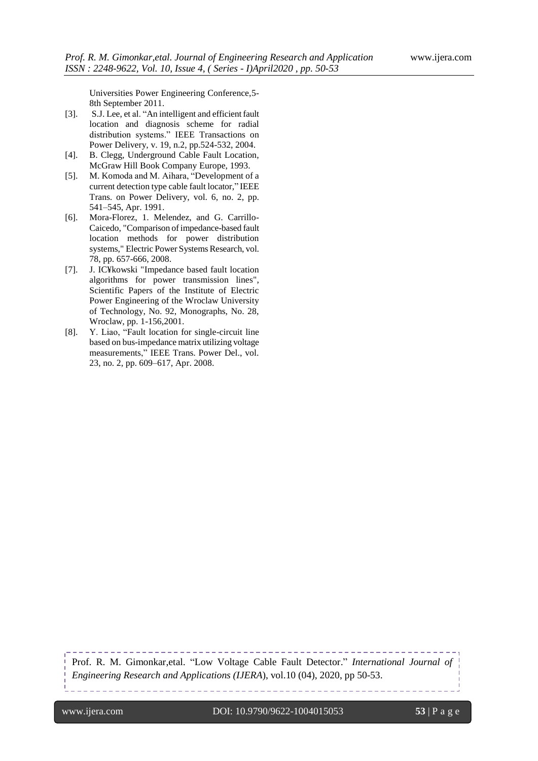Universities Power Engineering Conference,5-8th September 2011.

[3]. S.J. Lee, et al. "An intelligent and efficient fault location and diagnosis scheme for radial distribution systems." IEEE Transactions on Power Delivery, v. 19, n.2, pp.524-532, 2004.

[4]. B. Clegg, Underground Cable Fault Location, McGraw Hill Book Company Europe, 1993.

[5]. M. Komoda and M. Aihara, "Development of a current detection type cable fault locator," IEEE Trans. on Power Delivery, vol. 6, no. 2, pp. 541–545, Apr. 1991.

[6]. Mora-Florez, 1. Melendez, and G. Carrillo-Caicedo, "Comparison of impedance-based fault location methods for power distribution systems," Electric Power Systems Research, vol. 78, pp. 657-666, 2008.

[7]. J. IC¥kowski "Impedance based fault location algorithms for power transmission lines", Scientific Papers of the Institute of Electric Power Engineering of the Wroclaw University of Technology, No. 92, Monographs, No. 28, Wroclaw, pp. 1-156,2001.

[8]. Y. Liao, "Fault location for single-circuit line based on bus-impedance matrix utilizing voltage measurements," IEEE Trans. Power Del., vol. 23, no. 2, pp. 609–617, Apr. 2008.

Prof. R. M. Gimonkar,etal. "Low Voltage Cable Fault Detector." *International Journal of Engineering Research and Applications (IJERA*), vol.10 (04), 2020, pp 50-53.